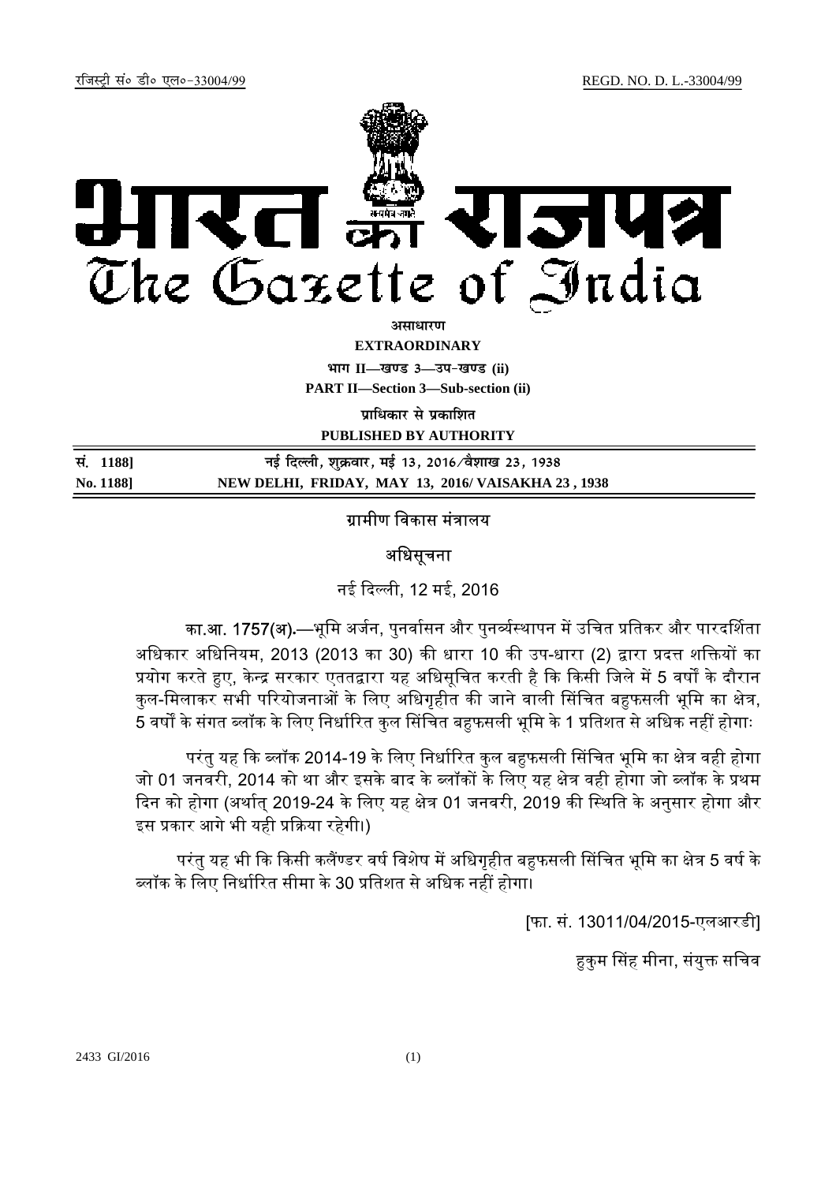रजिस्ट्री सं० डी० एल०-33004/99 REGD. NO. D. L.-33004/99

# भारत का राजपत्र
# The Gazette of India

**असाधारण**

**EXTRAORDINARY**

**भाग II—खण्ड 3—उप-खण्ड (ii)**

**PART II—Section 3—Sub-section (ii)**

**प्राधिकार से प्रकाशित**

**PUBLISHED BY AUTHORITY**

| | |
|---|---|
| सं. 1188] | नई दिल्ली, शुक्रवार, मई 13, 2016/वैशाख 23, 1938 |
| No. 1188] | NEW DELHI, FRIDAY, MAY 13, 2016/ VAISAKHA 23 , 1938 |

## ग्रामीण विकास मंत्रालय

### अधिसूचना

नई दिल्ली, 12 मई, 2016

का.आ. 1757(अ).—भूमि अर्जन, पुनर्वासन और पुनर्व्यवस्थापन में उचित प्रतिकर और पारदर्शिता अधिकार अधिनियम, 2013 (2013 का 30) की धारा 10 की उप-धारा (2) द्वारा प्रदत्त शक्तियों का प्रयोग करते हुए, केन्द्र सरकार एतत्द्वारा यह अधिसूचित करती है कि किसी जिले में 5 वर्षों के दौरान कुल-मिलाकर सभी परियोजनाओं के लिए अधिगृहीत की जाने वाली सिंचित बहुफसली भूमि का क्षेत्र, 5 वर्षों के संगत ब्लॉक के लिए निर्धारित कुल सिंचित बहुफसली भूमि के 1 प्रतिशत से अधिक नहीं होगाः

परंतु यह कि ब्लॉक 2014-19 के लिए निर्धारित कुल बहुफसली सिंचित भूमि का क्षेत्र वही होगा जो 01 जनवरी, 2014 को था और इसके बाद के ब्लॉकों के लिए यह क्षेत्र वही होगा जो ब्लॉक के प्रथम दिन को होगा (अर्थात् 2019-24 के लिए यह क्षेत्र 01 जनवरी, 2019 की स्थिति के अनुसार होगा और इस प्रकार आगे भी यही प्रक्रिया रहेगी।)

परंतु यह भी कि किसी कलैंण्डर वर्ष विशेष में अधिगृहीत बहुफसली सिंचित भूमि का क्षेत्र 5 वर्ष के ब्लॉक के लिए निर्धारित सीमा के 30 प्रतिशत से अधिक नहीं होगा।

[फा. सं. 13011/04/2015-एलआरडी]

हुकुम सिंह मीना, संयुक्त सचिव

2433 GI/2016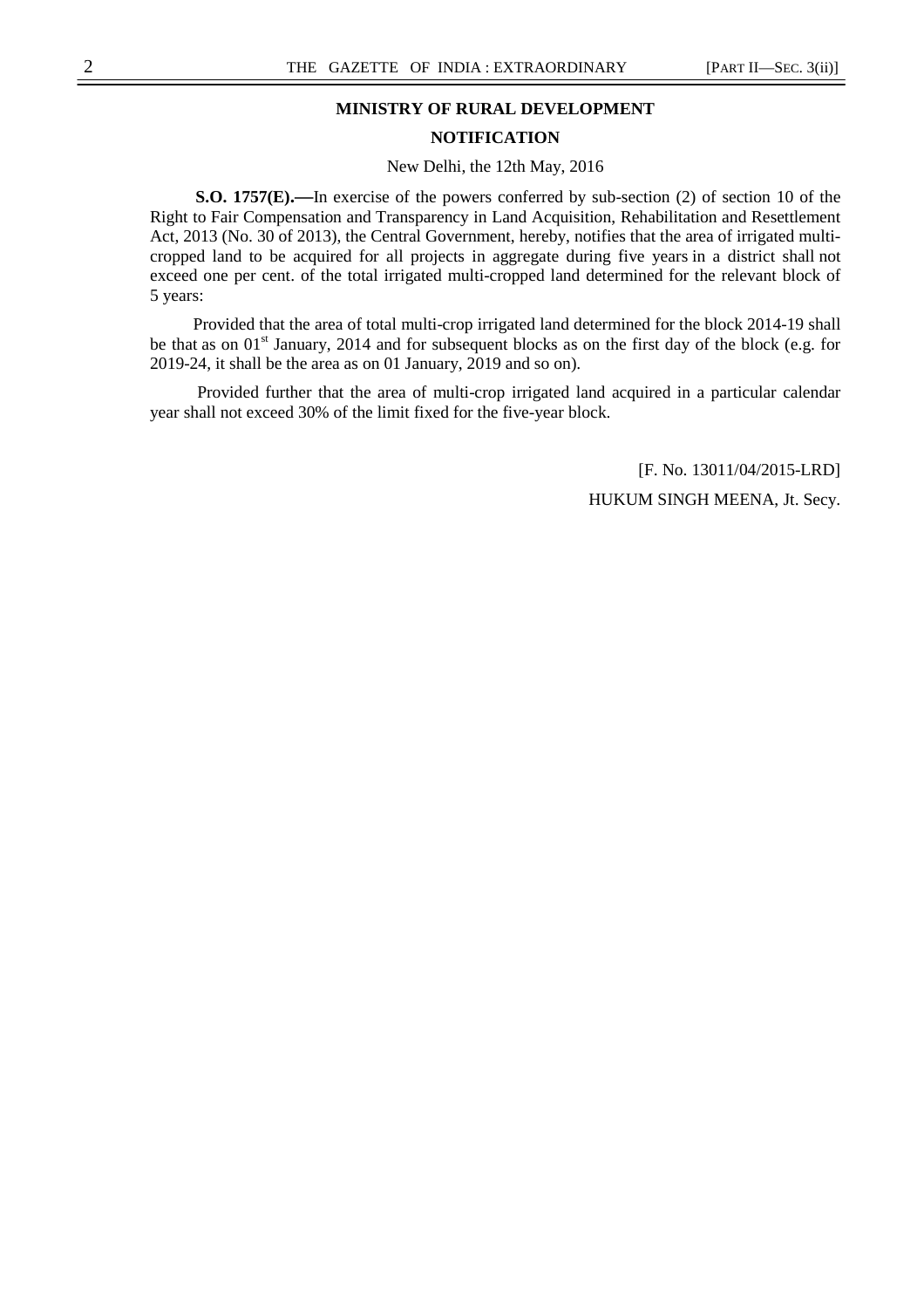## MINISTRY OF RURAL DEVELOPMENT

### NOTIFICATION

New Delhi, the 12th May, 2016

**S.O. 1757(E).—**In exercise of the powers conferred by sub-section (2) of section 10 of the Right to Fair Compensation and Transparency in Land Acquisition, Rehabilitation and Resettlement Act, 2013 (No. 30 of 2013), the Central Government, hereby, notifies that the area of irrigated multi-cropped land to be acquired for all projects in aggregate during five years in a district shall not exceed one per cent. of the total irrigated multi-cropped land determined for the relevant block of 5 years:

Provided that the area of total multi-crop irrigated land determined for the block 2014-19 shall be that as on 01st January, 2014 and for subsequent blocks as on the first day of the block (e.g. for 2019-24, it shall be the area as on 01 January, 2019 and so on).

Provided further that the area of multi-crop irrigated land acquired in a particular calendar year shall not exceed 30% of the limit fixed for the five-year block.

[F. No. 13011/04/2015-LRD]

HUKUM SINGH MEENA, Jt. Secy.